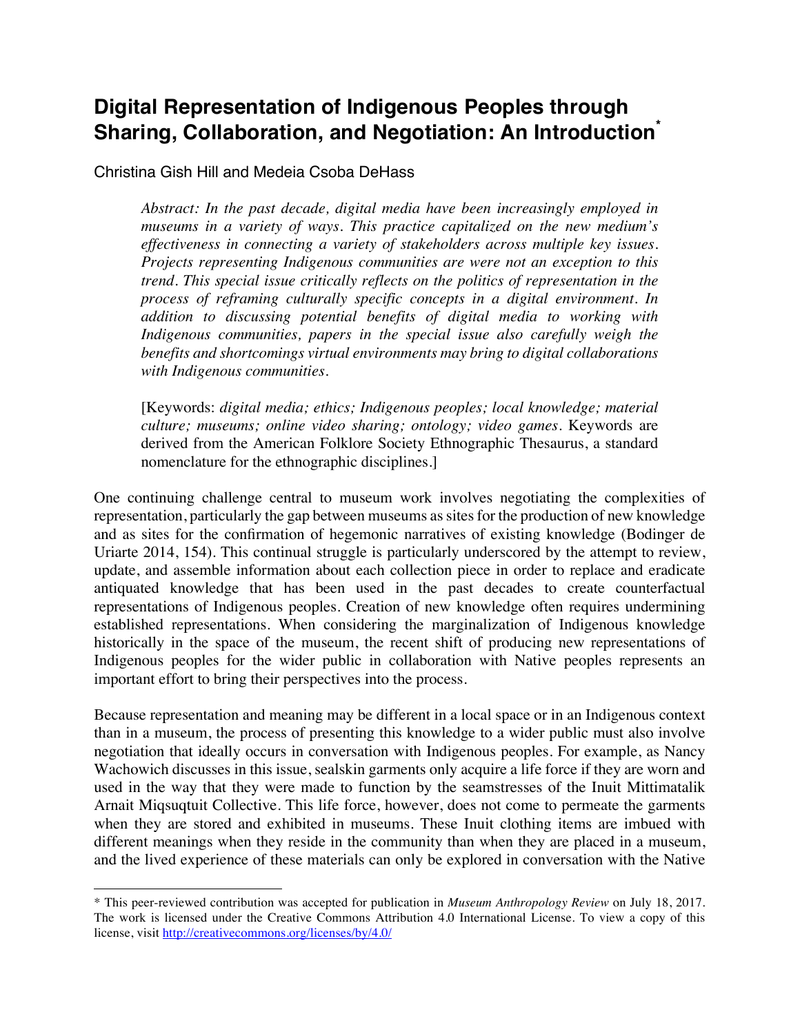# Digital Representation of Indigenous Peoples through Sharing, Collaboration, and Negotiation: An Introduction*

Christina Gish Hill and Medeia Csoba DeHass

> *Abstract: In the past decade, digital media have been increasingly employed in museums in a variety of ways. This practice capitalized on the new medium's effectiveness in connecting a variety of stakeholders across multiple key issues. Projects representing Indigenous communities are were not an exception to this trend. This special issue critically reflects on the politics of representation in the process of reframing culturally specific concepts in a digital environment. In addition to discussing potential benefits of digital media to working with Indigenous communities, papers in the special issue also carefully weigh the benefits and shortcomings virtual environments may bring to digital collaborations with Indigenous communities.*
>
> [Keywords: *digital media; ethics; Indigenous peoples; local knowledge; material culture; museums; online video sharing; ontology; video games*. Keywords are derived from the American Folklore Society Ethnographic Thesaurus, a standard nomenclature for the ethnographic disciplines.]

One continuing challenge central to museum work involves negotiating the complexities of representation, particularly the gap between museums as sites for the production of new knowledge and as sites for the confirmation of hegemonic narratives of existing knowledge (Bodinger de Uriarte 2014, 154). This continual struggle is particularly underscored by the attempt to review, update, and assemble information about each collection piece in order to replace and eradicate antiquated knowledge that has been used in the past decades to create counterfactual representations of Indigenous peoples. Creation of new knowledge often requires undermining established representations. When considering the marginalization of Indigenous knowledge historically in the space of the museum, the recent shift of producing new representations of Indigenous peoples for the wider public in collaboration with Native peoples represents an important effort to bring their perspectives into the process.

Because representation and meaning may be different in a local space or in an Indigenous context than in a museum, the process of presenting this knowledge to a wider public must also involve negotiation that ideally occurs in conversation with Indigenous peoples. For example, as Nancy Wachowich discusses in this issue, sealskin garments only acquire a life force if they are worn and used in the way that they were made to function by the seamstresses of the Inuit Mittimatalik Arnait Miqsuqtuit Collective. This life force, however, does not come to permeate the garments when they are stored and exhibited in museums. These Inuit clothing items are imbued with different meanings when they reside in the community than when they are placed in a museum, and the lived experience of these materials can only be explored in conversation with the Native

---

* This peer-reviewed contribution was accepted for publication in *Museum Anthropology Review* on July 18, 2017. The work is licensed under the Creative Commons Attribution 4.0 International License. To view a copy of this license, visit http://creativecommons.org/licenses/by/4.0/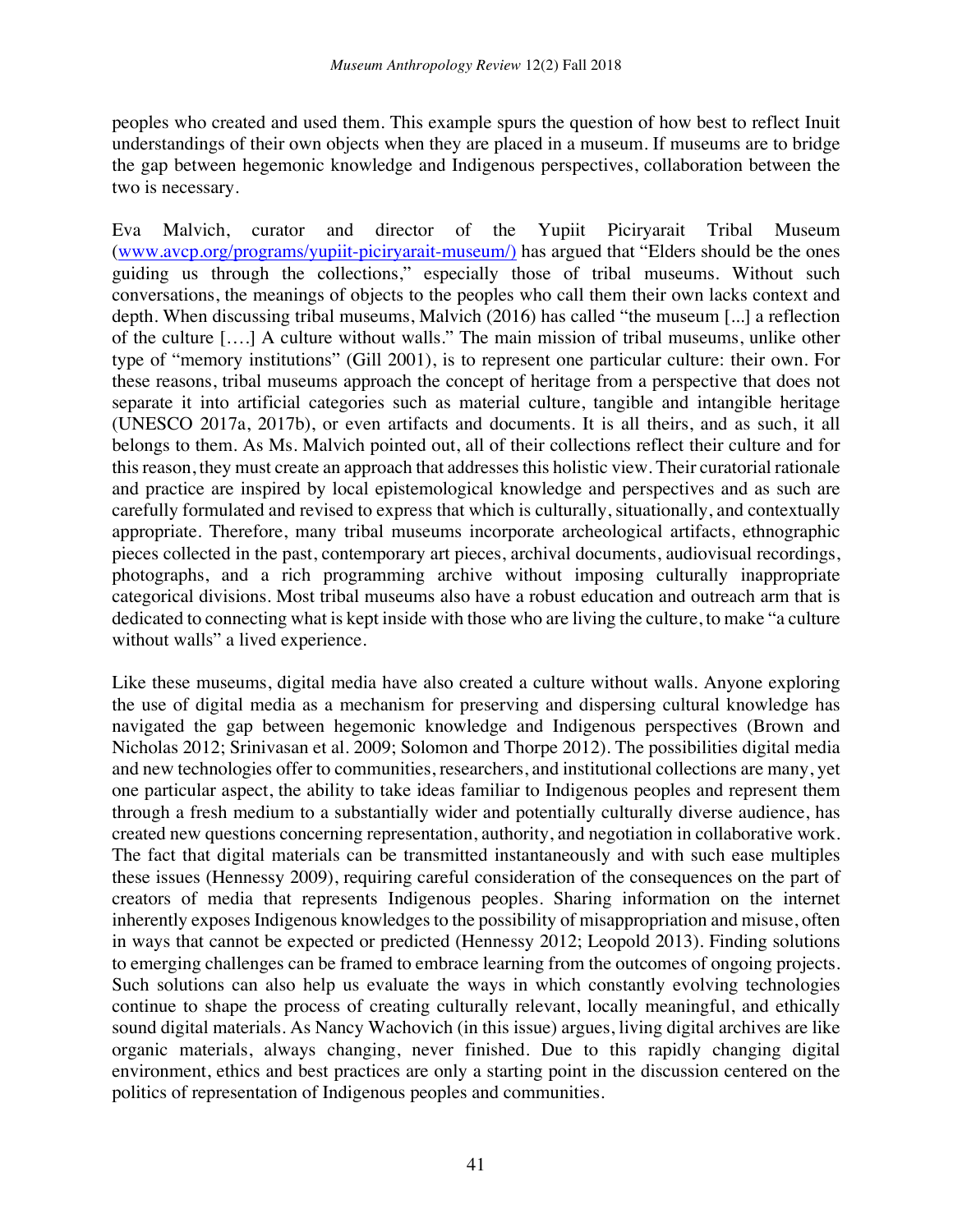peoples who created and used them. This example spurs the question of how best to reflect Inuit understandings of their own objects when they are placed in a museum. If museums are to bridge the gap between hegemonic knowledge and Indigenous perspectives, collaboration between the two is necessary.

Eva Malvich, curator and director of the Yupiit Piciryarait Tribal Museum (www.avcp.org/programs/yupiit-piciryarait-museum/) has argued that "Elders should be the ones guiding us through the collections," especially those of tribal museums. Without such conversations, the meanings of objects to the peoples who call them their own lacks context and depth. When discussing tribal museums, Malvich (2016) has called "the museum [...] a reflection of the culture [….] A culture without walls." The main mission of tribal museums, unlike other type of "memory institutions" (Gill 2001), is to represent one particular culture: their own. For these reasons, tribal museums approach the concept of heritage from a perspective that does not separate it into artificial categories such as material culture, tangible and intangible heritage (UNESCO 2017a, 2017b), or even artifacts and documents. It is all theirs, and as such, it all belongs to them. As Ms. Malvich pointed out, all of their collections reflect their culture and for this reason, they must create an approach that addresses this holistic view. Their curatorial rationale and practice are inspired by local epistemological knowledge and perspectives and as such are carefully formulated and revised to express that which is culturally, situationally, and contextually appropriate. Therefore, many tribal museums incorporate archeological artifacts, ethnographic pieces collected in the past, contemporary art pieces, archival documents, audiovisual recordings, photographs, and a rich programming archive without imposing culturally inappropriate categorical divisions. Most tribal museums also have a robust education and outreach arm that is dedicated to connecting what is kept inside with those who are living the culture, to make "a culture without walls" a lived experience.

Like these museums, digital media have also created a culture without walls. Anyone exploring the use of digital media as a mechanism for preserving and dispersing cultural knowledge has navigated the gap between hegemonic knowledge and Indigenous perspectives (Brown and Nicholas 2012; Srinivasan et al. 2009; Solomon and Thorpe 2012). The possibilities digital media and new technologies offer to communities, researchers, and institutional collections are many, yet one particular aspect, the ability to take ideas familiar to Indigenous peoples and represent them through a fresh medium to a substantially wider and potentially culturally diverse audience, has created new questions concerning representation, authority, and negotiation in collaborative work. The fact that digital materials can be transmitted instantaneously and with such ease multiples these issues (Hennessy 2009), requiring careful consideration of the consequences on the part of creators of media that represents Indigenous peoples. Sharing information on the internet inherently exposes Indigenous knowledges to the possibility of misappropriation and misuse, often in ways that cannot be expected or predicted (Hennessy 2012; Leopold 2013). Finding solutions to emerging challenges can be framed to embrace learning from the outcomes of ongoing projects. Such solutions can also help us evaluate the ways in which constantly evolving technologies continue to shape the process of creating culturally relevant, locally meaningful, and ethically sound digital materials. As Nancy Wachovich (in this issue) argues, living digital archives are like organic materials, always changing, never finished. Due to this rapidly changing digital environment, ethics and best practices are only a starting point in the discussion centered on the politics of representation of Indigenous peoples and communities.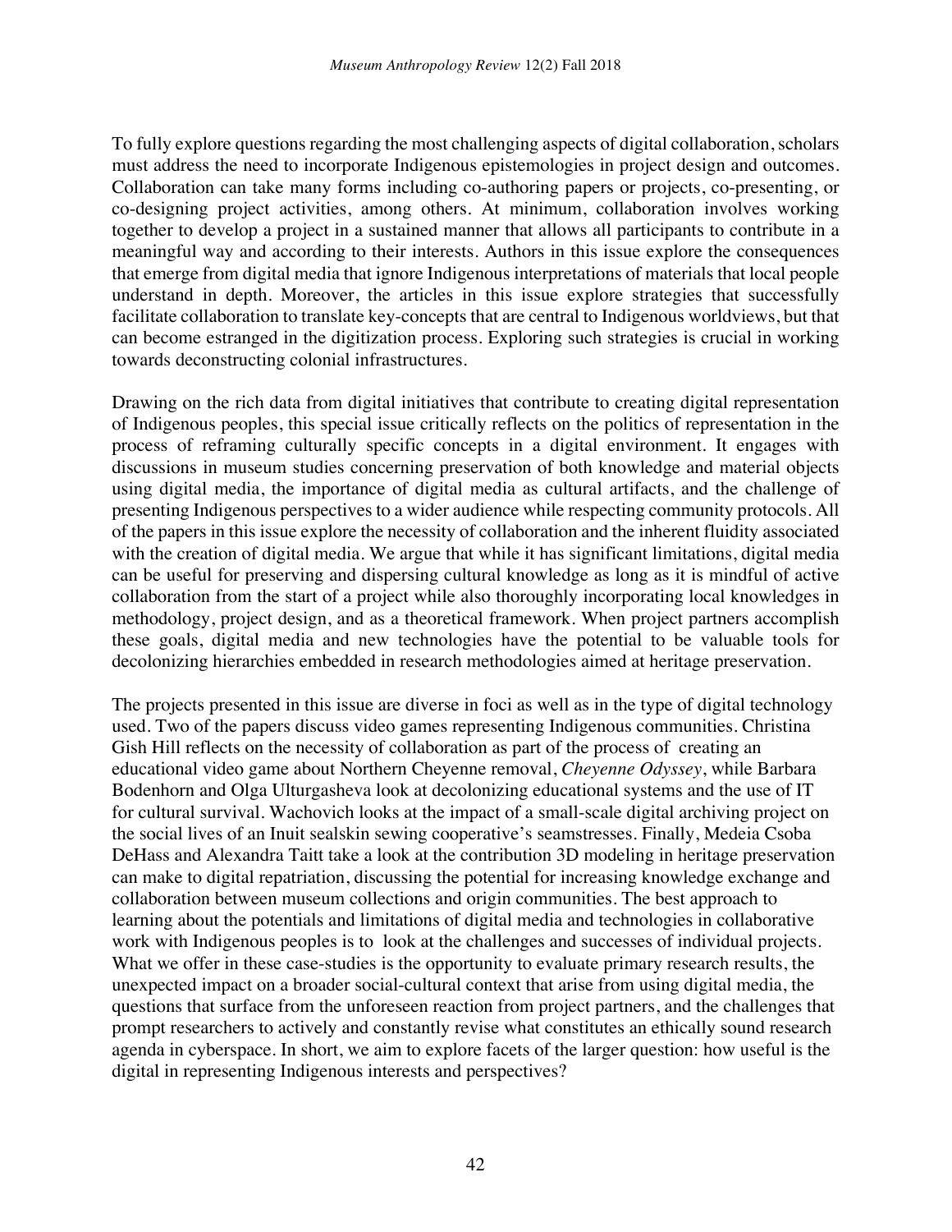To fully explore questions regarding the most challenging aspects of digital collaboration, scholars must address the need to incorporate Indigenous epistemologies in project design and outcomes. Collaboration can take many forms including co-authoring papers or projects, co-presenting, or co-designing project activities, among others. At minimum, collaboration involves working together to develop a project in a sustained manner that allows all participants to contribute in a meaningful way and according to their interests. Authors in this issue explore the consequences that emerge from digital media that ignore Indigenous interpretations of materials that local people understand in depth. Moreover, the articles in this issue explore strategies that successfully facilitate collaboration to translate key-concepts that are central to Indigenous worldviews, but that can become estranged in the digitization process. Exploring such strategies is crucial in working towards deconstructing colonial infrastructures.

Drawing on the rich data from digital initiatives that contribute to creating digital representation of Indigenous peoples, this special issue critically reflects on the politics of representation in the process of reframing culturally specific concepts in a digital environment. It engages with discussions in museum studies concerning preservation of both knowledge and material objects using digital media, the importance of digital media as cultural artifacts, and the challenge of presenting Indigenous perspectives to a wider audience while respecting community protocols. All of the papers in this issue explore the necessity of collaboration and the inherent fluidity associated with the creation of digital media. We argue that while it has significant limitations, digital media can be useful for preserving and dispersing cultural knowledge as long as it is mindful of active collaboration from the start of a project while also thoroughly incorporating local knowledges in methodology, project design, and as a theoretical framework. When project partners accomplish these goals, digital media and new technologies have the potential to be valuable tools for decolonizing hierarchies embedded in research methodologies aimed at heritage preservation.

The projects presented in this issue are diverse in foci as well as in the type of digital technology used. Two of the papers discuss video games representing Indigenous communities. Christina Gish Hill reflects on the necessity of collaboration as part of the process of creating an educational video game about Northern Cheyenne removal, *Cheyenne Odyssey*, while Barbara Bodenhorn and Olga Ulturgasheva look at decolonizing educational systems and the use of IT for cultural survival. Wachovich looks at the impact of a small-scale digital archiving project on the social lives of an Inuit sealskin sewing cooperative's seamstresses. Finally, Medeia Csoba DeHass and Alexandra Taitt take a look at the contribution 3D modeling in heritage preservation can make to digital repatriation, discussing the potential for increasing knowledge exchange and collaboration between museum collections and origin communities. The best approach to learning about the potentials and limitations of digital media and technologies in collaborative work with Indigenous peoples is to look at the challenges and successes of individual projects. What we offer in these case-studies is the opportunity to evaluate primary research results, the unexpected impact on a broader social-cultural context that arise from using digital media, the questions that surface from the unforeseen reaction from project partners, and the challenges that prompt researchers to actively and constantly revise what constitutes an ethically sound research agenda in cyberspace. In short, we aim to explore facets of the larger question: how useful is the digital in representing Indigenous interests and perspectives?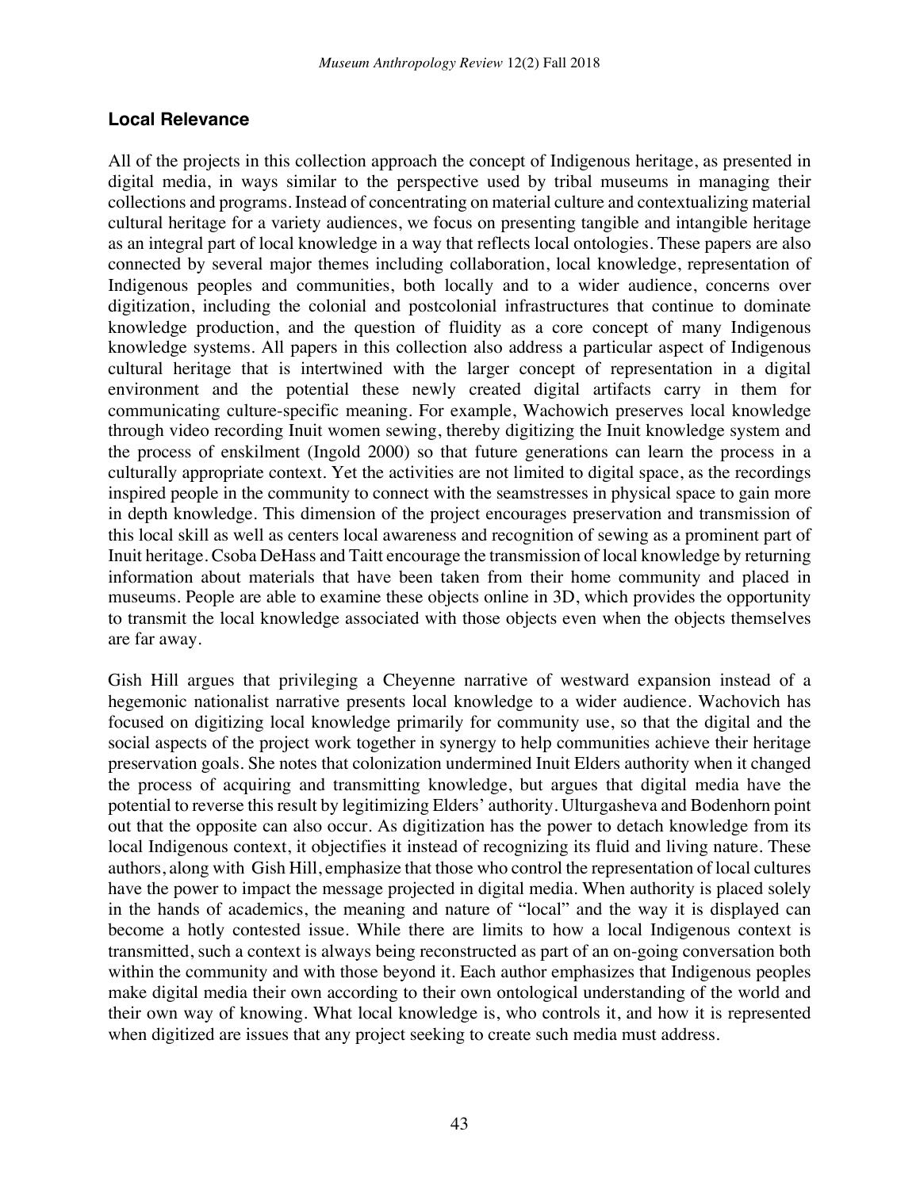## Local Relevance

All of the projects in this collection approach the concept of Indigenous heritage, as presented in digital media, in ways similar to the perspective used by tribal museums in managing their collections and programs. Instead of concentrating on material culture and contextualizing material cultural heritage for a variety audiences, we focus on presenting tangible and intangible heritage as an integral part of local knowledge in a way that reflects local ontologies. These papers are also connected by several major themes including collaboration, local knowledge, representation of Indigenous peoples and communities, both locally and to a wider audience, concerns over digitization, including the colonial and postcolonial infrastructures that continue to dominate knowledge production, and the question of fluidity as a core concept of many Indigenous knowledge systems. All papers in this collection also address a particular aspect of Indigenous cultural heritage that is intertwined with the larger concept of representation in a digital environment and the potential these newly created digital artifacts carry in them for communicating culture-specific meaning. For example, Wachowich preserves local knowledge through video recording Inuit women sewing, thereby digitizing the Inuit knowledge system and the process of enskilment (Ingold 2000) so that future generations can learn the process in a culturally appropriate context. Yet the activities are not limited to digital space, as the recordings inspired people in the community to connect with the seamstresses in physical space to gain more in depth knowledge. This dimension of the project encourages preservation and transmission of this local skill as well as centers local awareness and recognition of sewing as a prominent part of Inuit heritage. Csoba DeHass and Taitt encourage the transmission of local knowledge by returning information about materials that have been taken from their home community and placed in museums. People are able to examine these objects online in 3D, which provides the opportunity to transmit the local knowledge associated with those objects even when the objects themselves are far away.

Gish Hill argues that privileging a Cheyenne narrative of westward expansion instead of a hegemonic nationalist narrative presents local knowledge to a wider audience. Wachovich has focused on digitizing local knowledge primarily for community use, so that the digital and the social aspects of the project work together in synergy to help communities achieve their heritage preservation goals. She notes that colonization undermined Inuit Elders authority when it changed the process of acquiring and transmitting knowledge, but argues that digital media have the potential to reverse this result by legitimizing Elders' authority. Ulturgasheva and Bodenhorn point out that the opposite can also occur. As digitization has the power to detach knowledge from its local Indigenous context, it objectifies it instead of recognizing its fluid and living nature. These authors, along with Gish Hill, emphasize that those who control the representation of local cultures have the power to impact the message projected in digital media. When authority is placed solely in the hands of academics, the meaning and nature of "local" and the way it is displayed can become a hotly contested issue. While there are limits to how a local Indigenous context is transmitted, such a context is always being reconstructed as part of an on-going conversation both within the community and with those beyond it. Each author emphasizes that Indigenous peoples make digital media their own according to their own ontological understanding of the world and their own way of knowing. What local knowledge is, who controls it, and how it is represented when digitized are issues that any project seeking to create such media must address.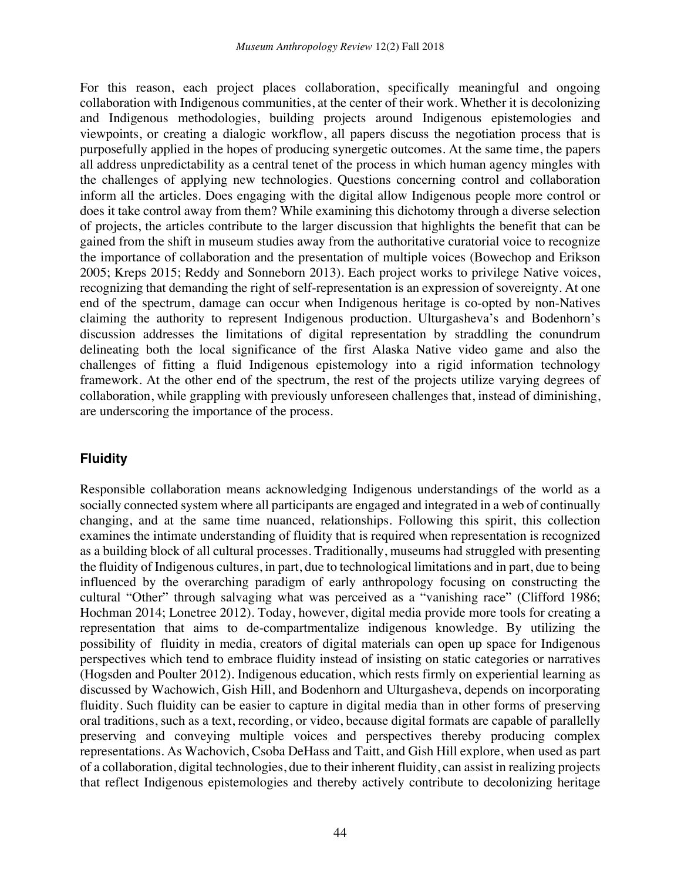For this reason, each project places collaboration, specifically meaningful and ongoing collaboration with Indigenous communities, at the center of their work. Whether it is decolonizing and Indigenous methodologies, building projects around Indigenous epistemologies and viewpoints, or creating a dialogic workflow, all papers discuss the negotiation process that is purposefully applied in the hopes of producing synergetic outcomes. At the same time, the papers all address unpredictability as a central tenet of the process in which human agency mingles with the challenges of applying new technologies. Questions concerning control and collaboration inform all the articles. Does engaging with the digital allow Indigenous people more control or does it take control away from them? While examining this dichotomy through a diverse selection of projects, the articles contribute to the larger discussion that highlights the benefit that can be gained from the shift in museum studies away from the authoritative curatorial voice to recognize the importance of collaboration and the presentation of multiple voices (Bowechop and Erikson 2005; Kreps 2015; Reddy and Sonneborn 2013). Each project works to privilege Native voices, recognizing that demanding the right of self-representation is an expression of sovereignty. At one end of the spectrum, damage can occur when Indigenous heritage is co-opted by non-Natives claiming the authority to represent Indigenous production. Ulturgasheva's and Bodenhorn's discussion addresses the limitations of digital representation by straddling the conundrum delineating both the local significance of the first Alaska Native video game and also the challenges of fitting a fluid Indigenous epistemology into a rigid information technology framework. At the other end of the spectrum, the rest of the projects utilize varying degrees of collaboration, while grappling with previously unforeseen challenges that, instead of diminishing, are underscoring the importance of the process.

## Fluidity

Responsible collaboration means acknowledging Indigenous understandings of the world as a socially connected system where all participants are engaged and integrated in a web of continually changing, and at the same time nuanced, relationships. Following this spirit, this collection examines the intimate understanding of fluidity that is required when representation is recognized as a building block of all cultural processes. Traditionally, museums had struggled with presenting the fluidity of Indigenous cultures, in part, due to technological limitations and in part, due to being influenced by the overarching paradigm of early anthropology focusing on constructing the cultural "Other" through salvaging what was perceived as a "vanishing race" (Clifford 1986; Hochman 2014; Lonetree 2012). Today, however, digital media provide more tools for creating a representation that aims to de-compartmentalize indigenous knowledge. By utilizing the possibility of fluidity in media, creators of digital materials can open up space for Indigenous perspectives which tend to embrace fluidity instead of insisting on static categories or narratives (Hogsden and Poulter 2012). Indigenous education, which rests firmly on experiential learning as discussed by Wachowich, Gish Hill, and Bodenhorn and Ulturgasheva, depends on incorporating fluidity. Such fluidity can be easier to capture in digital media than in other forms of preserving oral traditions, such as a text, recording, or video, because digital formats are capable of parallelly preserving and conveying multiple voices and perspectives thereby producing complex representations. As Wachovich, Csoba DeHass and Taitt, and Gish Hill explore, when used as part of a collaboration, digital technologies, due to their inherent fluidity, can assist in realizing projects that reflect Indigenous epistemologies and thereby actively contribute to decolonizing heritage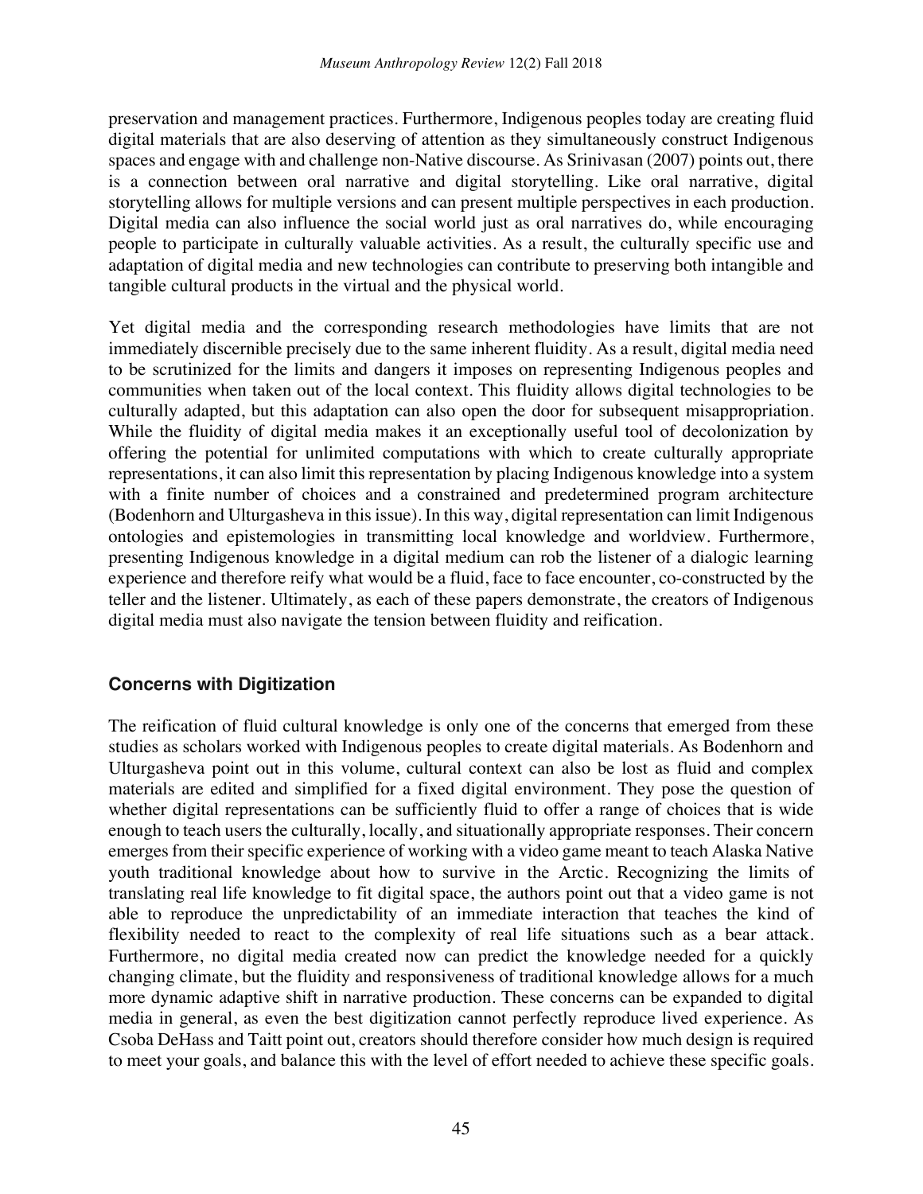preservation and management practices. Furthermore, Indigenous peoples today are creating fluid digital materials that are also deserving of attention as they simultaneously construct Indigenous spaces and engage with and challenge non-Native discourse. As Srinivasan (2007) points out, there is a connection between oral narrative and digital storytelling. Like oral narrative, digital storytelling allows for multiple versions and can present multiple perspectives in each production. Digital media can also influence the social world just as oral narratives do, while encouraging people to participate in culturally valuable activities. As a result, the culturally specific use and adaptation of digital media and new technologies can contribute to preserving both intangible and tangible cultural products in the virtual and the physical world.

Yet digital media and the corresponding research methodologies have limits that are not immediately discernible precisely due to the same inherent fluidity. As a result, digital media need to be scrutinized for the limits and dangers it imposes on representing Indigenous peoples and communities when taken out of the local context. This fluidity allows digital technologies to be culturally adapted, but this adaptation can also open the door for subsequent misappropriation. While the fluidity of digital media makes it an exceptionally useful tool of decolonization by offering the potential for unlimited computations with which to create culturally appropriate representations, it can also limit this representation by placing Indigenous knowledge into a system with a finite number of choices and a constrained and predetermined program architecture (Bodenhorn and Ulturgasheva in this issue). In this way, digital representation can limit Indigenous ontologies and epistemologies in transmitting local knowledge and worldview. Furthermore, presenting Indigenous knowledge in a digital medium can rob the listener of a dialogic learning experience and therefore reify what would be a fluid, face to face encounter, co-constructed by the teller and the listener. Ultimately, as each of these papers demonstrate, the creators of Indigenous digital media must also navigate the tension between fluidity and reification.

## Concerns with Digitization

The reification of fluid cultural knowledge is only one of the concerns that emerged from these studies as scholars worked with Indigenous peoples to create digital materials. As Bodenhorn and Ulturgasheva point out in this volume, cultural context can also be lost as fluid and complex materials are edited and simplified for a fixed digital environment. They pose the question of whether digital representations can be sufficiently fluid to offer a range of choices that is wide enough to teach users the culturally, locally, and situationally appropriate responses. Their concern emerges from their specific experience of working with a video game meant to teach Alaska Native youth traditional knowledge about how to survive in the Arctic. Recognizing the limits of translating real life knowledge to fit digital space, the authors point out that a video game is not able to reproduce the unpredictability of an immediate interaction that teaches the kind of flexibility needed to react to the complexity of real life situations such as a bear attack. Furthermore, no digital media created now can predict the knowledge needed for a quickly changing climate, but the fluidity and responsiveness of traditional knowledge allows for a much more dynamic adaptive shift in narrative production. These concerns can be expanded to digital media in general, as even the best digitization cannot perfectly reproduce lived experience. As Csoba DeHass and Taitt point out, creators should therefore consider how much design is required to meet your goals, and balance this with the level of effort needed to achieve these specific goals.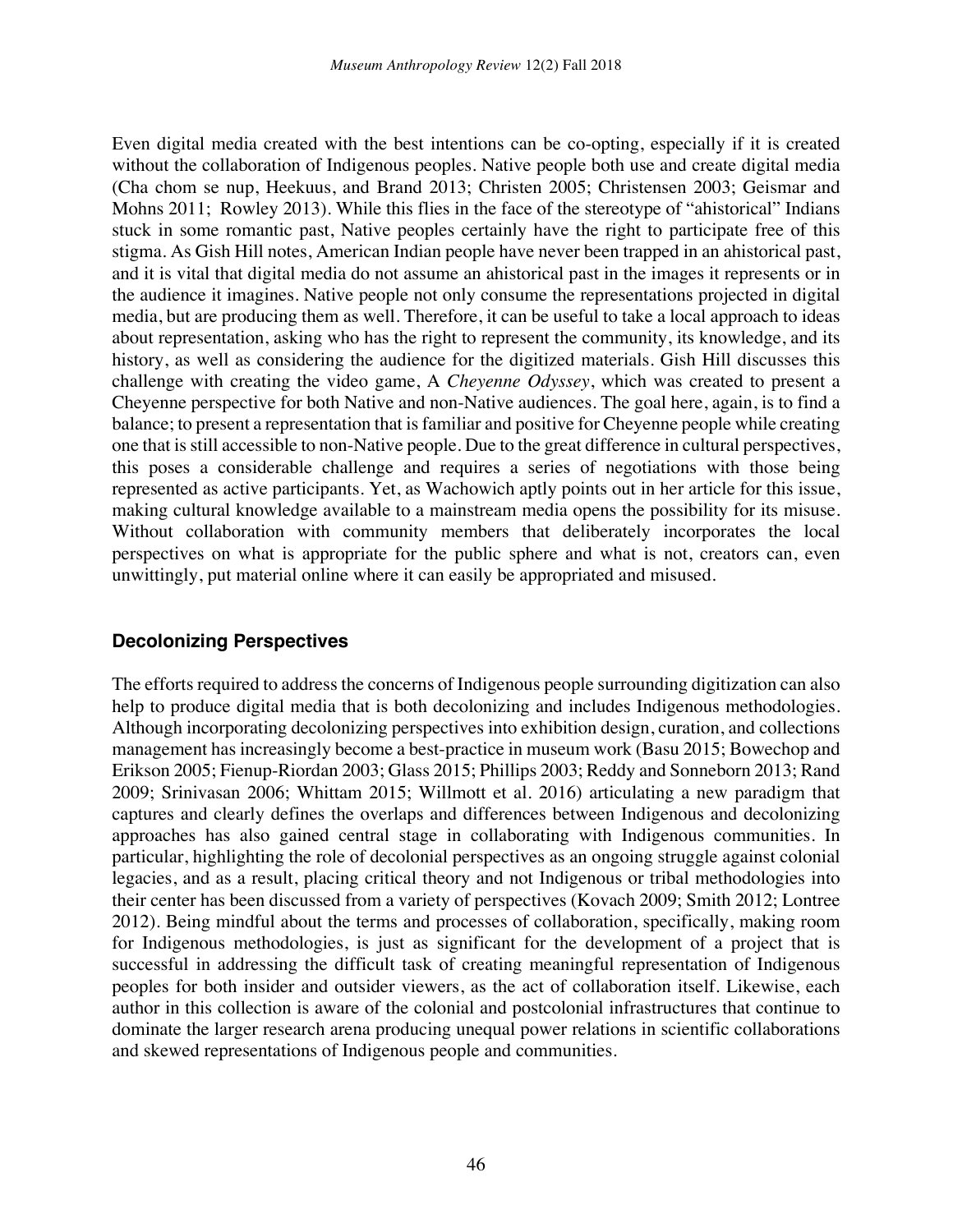Even digital media created with the best intentions can be co-opting, especially if it is created without the collaboration of Indigenous peoples. Native people both use and create digital media (Cha chom se nup, Heekuus, and Brand 2013; Christen 2005; Christensen 2003; Geismar and Mohns 2011;  Rowley 2013). While this flies in the face of the stereotype of "ahistorical" Indians stuck in some romantic past, Native peoples certainly have the right to participate free of this stigma. As Gish Hill notes, American Indian people have never been trapped in an ahistorical past, and it is vital that digital media do not assume an ahistorical past in the images it represents or in the audience it imagines. Native people not only consume the representations projected in digital media, but are producing them as well. Therefore, it can be useful to take a local approach to ideas about representation, asking who has the right to represent the community, its knowledge, and its history, as well as considering the audience for the digitized materials. Gish Hill discusses this challenge with creating the video game, A *Cheyenne Odyssey*, which was created to present a Cheyenne perspective for both Native and non-Native audiences. The goal here, again, is to find a balance; to present a representation that is familiar and positive for Cheyenne people while creating one that is still accessible to non-Native people. Due to the great difference in cultural perspectives, this poses a considerable challenge and requires a series of negotiations with those being represented as active participants. Yet, as Wachowich aptly points out in her article for this issue, making cultural knowledge available to a mainstream media opens the possibility for its misuse. Without collaboration with community members that deliberately incorporates the local perspectives on what is appropriate for the public sphere and what is not, creators can, even unwittingly, put material online where it can easily be appropriated and misused.

## Decolonizing Perspectives

The efforts required to address the concerns of Indigenous people surrounding digitization can also help to produce digital media that is both decolonizing and includes Indigenous methodologies. Although incorporating decolonizing perspectives into exhibition design, curation, and collections management has increasingly become a best-practice in museum work (Basu 2015; Bowechop and Erikson 2005; Fienup-Riordan 2003; Glass 2015; Phillips 2003; Reddy and Sonneborn 2013; Rand 2009; Srinivasan 2006; Whittam 2015; Willmott et al. 2016) articulating a new paradigm that captures and clearly defines the overlaps and differences between Indigenous and decolonizing approaches has also gained central stage in collaborating with Indigenous communities. In particular, highlighting the role of decolonial perspectives as an ongoing struggle against colonial legacies, and as a result, placing critical theory and not Indigenous or tribal methodologies into their center has been discussed from a variety of perspectives (Kovach 2009; Smith 2012; Lontree 2012). Being mindful about the terms and processes of collaboration, specifically, making room for Indigenous methodologies, is just as significant for the development of a project that is successful in addressing the difficult task of creating meaningful representation of Indigenous peoples for both insider and outsider viewers, as the act of collaboration itself. Likewise, each author in this collection is aware of the colonial and postcolonial infrastructures that continue to dominate the larger research arena producing unequal power relations in scientific collaborations and skewed representations of Indigenous people and communities.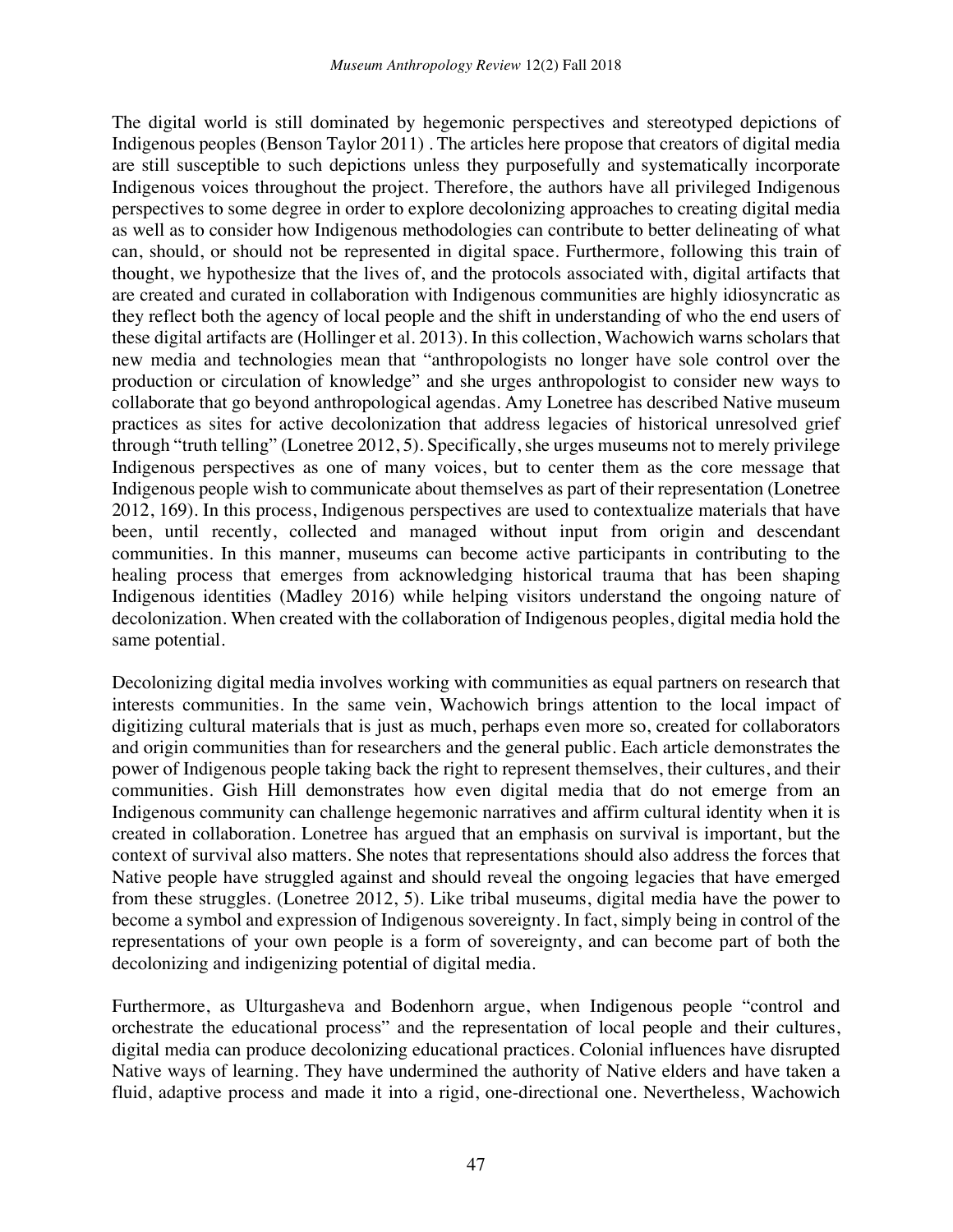The digital world is still dominated by hegemonic perspectives and stereotyped depictions of Indigenous peoples (Benson Taylor 2011) . The articles here propose that creators of digital media are still susceptible to such depictions unless they purposefully and systematically incorporate Indigenous voices throughout the project. Therefore, the authors have all privileged Indigenous perspectives to some degree in order to explore decolonizing approaches to creating digital media as well as to consider how Indigenous methodologies can contribute to better delineating of what can, should, or should not be represented in digital space. Furthermore, following this train of thought, we hypothesize that the lives of, and the protocols associated with, digital artifacts that are created and curated in collaboration with Indigenous communities are highly idiosyncratic as they reflect both the agency of local people and the shift in understanding of who the end users of these digital artifacts are (Hollinger et al. 2013). In this collection, Wachowich warns scholars that new media and technologies mean that "anthropologists no longer have sole control over the production or circulation of knowledge" and she urges anthropologist to consider new ways to collaborate that go beyond anthropological agendas. Amy Lonetree has described Native museum practices as sites for active decolonization that address legacies of historical unresolved grief through "truth telling" (Lonetree 2012, 5). Specifically, she urges museums not to merely privilege Indigenous perspectives as one of many voices, but to center them as the core message that Indigenous people wish to communicate about themselves as part of their representation (Lonetree 2012, 169). In this process, Indigenous perspectives are used to contextualize materials that have been, until recently, collected and managed without input from origin and descendant communities. In this manner, museums can become active participants in contributing to the healing process that emerges from acknowledging historical trauma that has been shaping Indigenous identities (Madley 2016) while helping visitors understand the ongoing nature of decolonization. When created with the collaboration of Indigenous peoples, digital media hold the same potential.

Decolonizing digital media involves working with communities as equal partners on research that interests communities. In the same vein, Wachowich brings attention to the local impact of digitizing cultural materials that is just as much, perhaps even more so, created for collaborators and origin communities than for researchers and the general public. Each article demonstrates the power of Indigenous people taking back the right to represent themselves, their cultures, and their communities. Gish Hill demonstrates how even digital media that do not emerge from an Indigenous community can challenge hegemonic narratives and affirm cultural identity when it is created in collaboration. Lonetree has argued that an emphasis on survival is important, but the context of survival also matters. She notes that representations should also address the forces that Native people have struggled against and should reveal the ongoing legacies that have emerged from these struggles. (Lonetree 2012, 5). Like tribal museums, digital media have the power to become a symbol and expression of Indigenous sovereignty. In fact, simply being in control of the representations of your own people is a form of sovereignty, and can become part of both the decolonizing and indigenizing potential of digital media.

Furthermore, as Ulturgasheva and Bodenhorn argue, when Indigenous people "control and orchestrate the educational process" and the representation of local people and their cultures, digital media can produce decolonizing educational practices. Colonial influences have disrupted Native ways of learning. They have undermined the authority of Native elders and have taken a fluid, adaptive process and made it into a rigid, one-directional one. Nevertheless, Wachowich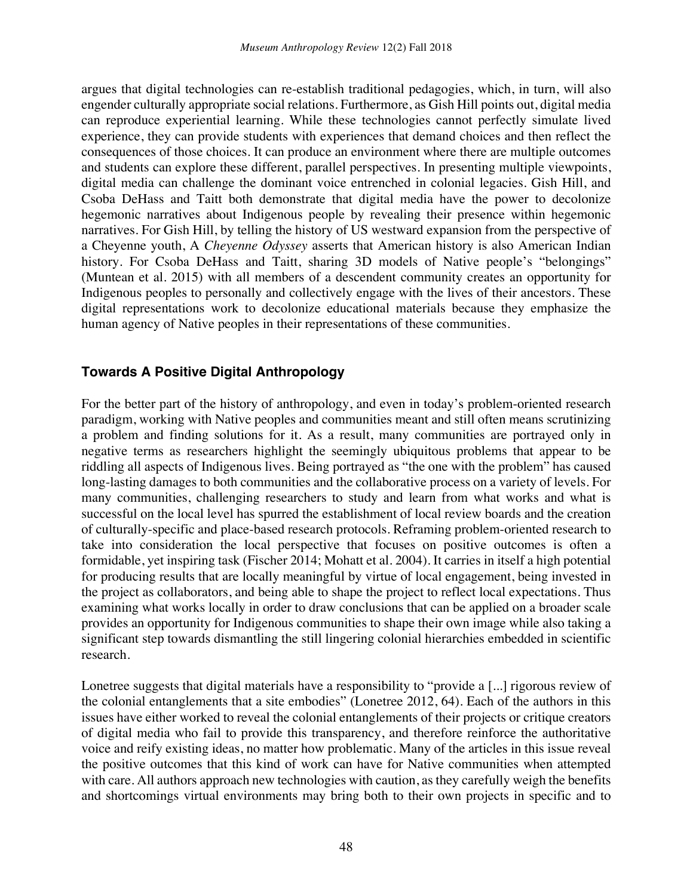argues that digital technologies can re-establish traditional pedagogies, which, in turn, will also engender culturally appropriate social relations. Furthermore, as Gish Hill points out, digital media can reproduce experiential learning. While these technologies cannot perfectly simulate lived experience, they can provide students with experiences that demand choices and then reflect the consequences of those choices. It can produce an environment where there are multiple outcomes and students can explore these different, parallel perspectives. In presenting multiple viewpoints, digital media can challenge the dominant voice entrenched in colonial legacies. Gish Hill, and Csoba DeHass and Taitt both demonstrate that digital media have the power to decolonize hegemonic narratives about Indigenous people by revealing their presence within hegemonic narratives. For Gish Hill, by telling the history of US westward expansion from the perspective of a Cheyenne youth, A *Cheyenne Odyssey* asserts that American history is also American Indian history. For Csoba DeHass and Taitt, sharing 3D models of Native people's "belongings" (Muntean et al. 2015) with all members of a descendent community creates an opportunity for Indigenous peoples to personally and collectively engage with the lives of their ancestors. These digital representations work to decolonize educational materials because they emphasize the human agency of Native peoples in their representations of these communities.

## Towards A Positive Digital Anthropology

For the better part of the history of anthropology, and even in today's problem-oriented research paradigm, working with Native peoples and communities meant and still often means scrutinizing a problem and finding solutions for it. As a result, many communities are portrayed only in negative terms as researchers highlight the seemingly ubiquitous problems that appear to be riddling all aspects of Indigenous lives. Being portrayed as "the one with the problem" has caused long-lasting damages to both communities and the collaborative process on a variety of levels. For many communities, challenging researchers to study and learn from what works and what is successful on the local level has spurred the establishment of local review boards and the creation of culturally-specific and place-based research protocols. Reframing problem-oriented research to take into consideration the local perspective that focuses on positive outcomes is often a formidable, yet inspiring task (Fischer 2014; Mohatt et al. 2004). It carries in itself a high potential for producing results that are locally meaningful by virtue of local engagement, being invested in the project as collaborators, and being able to shape the project to reflect local expectations. Thus examining what works locally in order to draw conclusions that can be applied on a broader scale provides an opportunity for Indigenous communities to shape their own image while also taking a significant step towards dismantling the still lingering colonial hierarchies embedded in scientific research.

Lonetree suggests that digital materials have a responsibility to "provide a [...] rigorous review of the colonial entanglements that a site embodies" (Lonetree 2012, 64). Each of the authors in this issues have either worked to reveal the colonial entanglements of their projects or critique creators of digital media who fail to provide this transparency, and therefore reinforce the authoritative voice and reify existing ideas, no matter how problematic. Many of the articles in this issue reveal the positive outcomes that this kind of work can have for Native communities when attempted with care. All authors approach new technologies with caution, as they carefully weigh the benefits and shortcomings virtual environments may bring both to their own projects in specific and to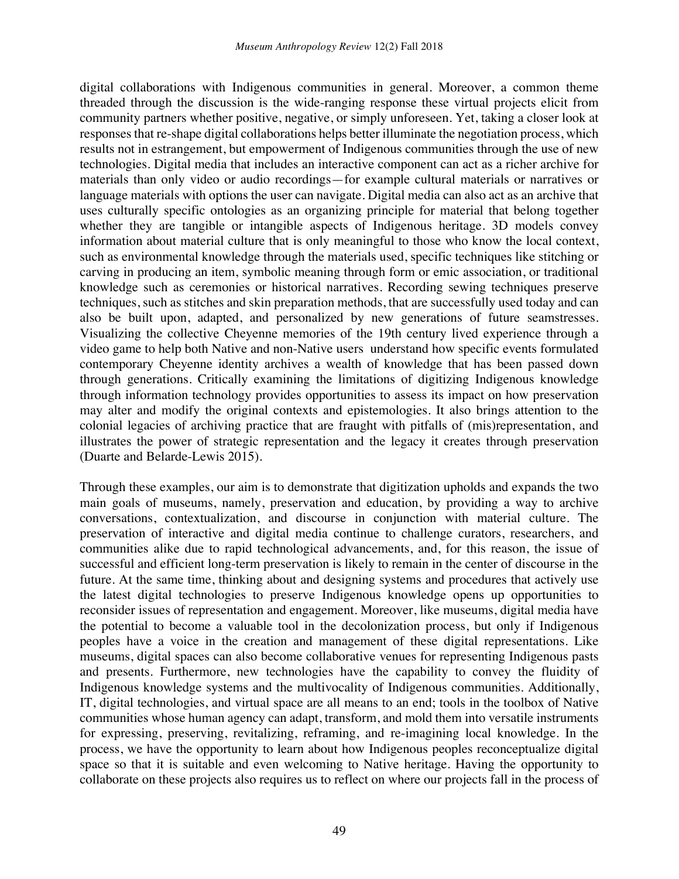digital collaborations with Indigenous communities in general. Moreover, a common theme threaded through the discussion is the wide-ranging response these virtual projects elicit from community partners whether positive, negative, or simply unforeseen. Yet, taking a closer look at responses that re-shape digital collaborations helps better illuminate the negotiation process, which results not in estrangement, but empowerment of Indigenous communities through the use of new technologies. Digital media that includes an interactive component can act as a richer archive for materials than only video or audio recordings—for example cultural materials or narratives or language materials with options the user can navigate. Digital media can also act as an archive that uses culturally specific ontologies as an organizing principle for material that belong together whether they are tangible or intangible aspects of Indigenous heritage. 3D models convey information about material culture that is only meaningful to those who know the local context, such as environmental knowledge through the materials used, specific techniques like stitching or carving in producing an item, symbolic meaning through form or emic association, or traditional knowledge such as ceremonies or historical narratives. Recording sewing techniques preserve techniques, such as stitches and skin preparation methods, that are successfully used today and can also be built upon, adapted, and personalized by new generations of future seamstresses. Visualizing the collective Cheyenne memories of the 19th century lived experience through a video game to help both Native and non-Native users understand how specific events formulated contemporary Cheyenne identity archives a wealth of knowledge that has been passed down through generations. Critically examining the limitations of digitizing Indigenous knowledge through information technology provides opportunities to assess its impact on how preservation may alter and modify the original contexts and epistemologies. It also brings attention to the colonial legacies of archiving practice that are fraught with pitfalls of (mis)representation, and illustrates the power of strategic representation and the legacy it creates through preservation (Duarte and Belarde-Lewis 2015).

Through these examples, our aim is to demonstrate that digitization upholds and expands the two main goals of museums, namely, preservation and education, by providing a way to archive conversations, contextualization, and discourse in conjunction with material culture. The preservation of interactive and digital media continue to challenge curators, researchers, and communities alike due to rapid technological advancements, and, for this reason, the issue of successful and efficient long-term preservation is likely to remain in the center of discourse in the future. At the same time, thinking about and designing systems and procedures that actively use the latest digital technologies to preserve Indigenous knowledge opens up opportunities to reconsider issues of representation and engagement. Moreover, like museums, digital media have the potential to become a valuable tool in the decolonization process, but only if Indigenous peoples have a voice in the creation and management of these digital representations. Like museums, digital spaces can also become collaborative venues for representing Indigenous pasts and presents. Furthermore, new technologies have the capability to convey the fluidity of Indigenous knowledge systems and the multivocality of Indigenous communities. Additionally, IT, digital technologies, and virtual space are all means to an end; tools in the toolbox of Native communities whose human agency can adapt, transform, and mold them into versatile instruments for expressing, preserving, revitalizing, reframing, and re-imagining local knowledge. In the process, we have the opportunity to learn about how Indigenous peoples reconceptualize digital space so that it is suitable and even welcoming to Native heritage. Having the opportunity to collaborate on these projects also requires us to reflect on where our projects fall in the process of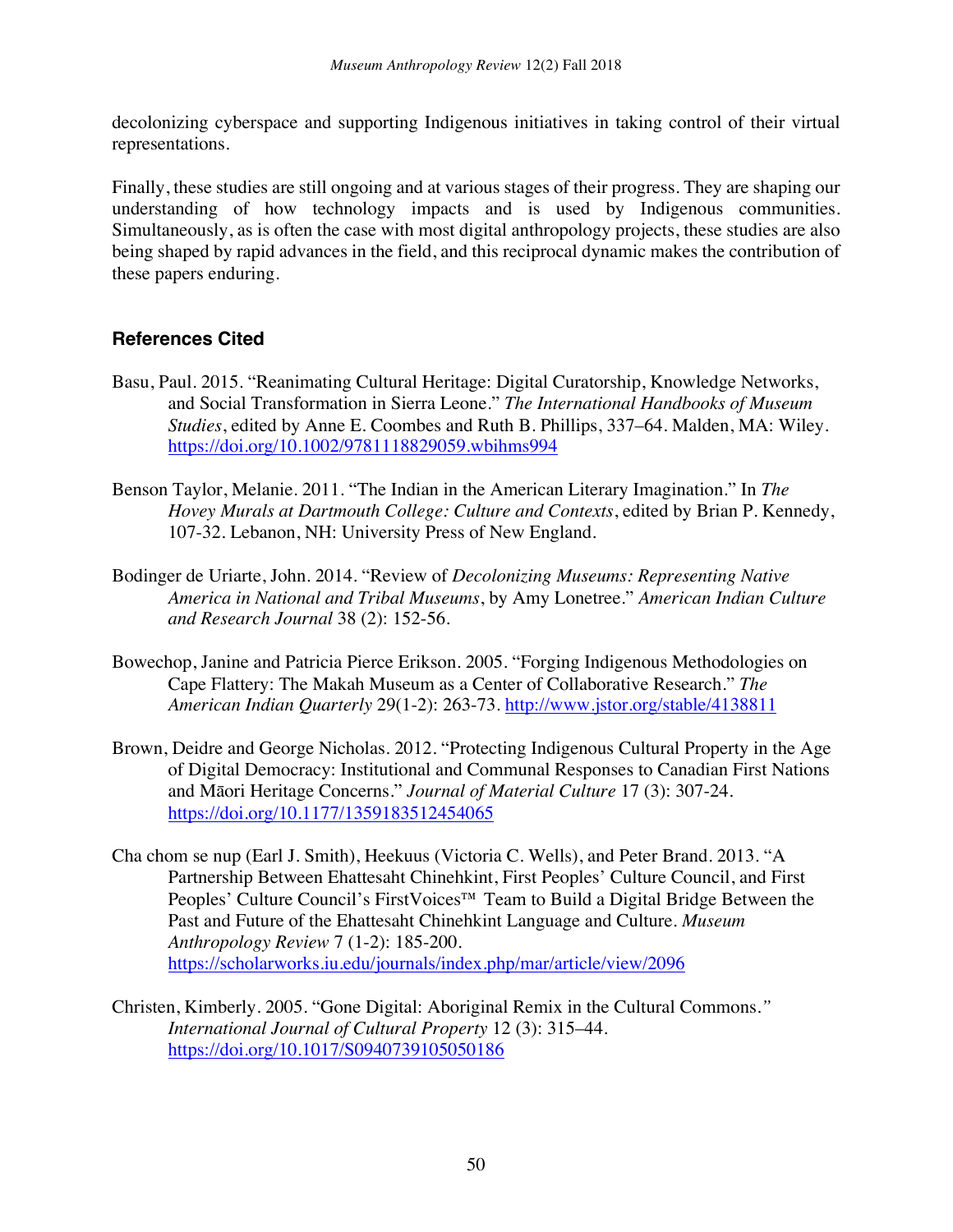decolonizing cyberspace and supporting Indigenous initiatives in taking control of their virtual representations.

Finally, these studies are still ongoing and at various stages of their progress. They are shaping our understanding of how technology impacts and is used by Indigenous communities. Simultaneously, as is often the case with most digital anthropology projects, these studies are also being shaped by rapid advances in the field, and this reciprocal dynamic makes the contribution of these papers enduring.

## References Cited

Basu, Paul. 2015. "Reanimating Cultural Heritage: Digital Curatorship, Knowledge Networks, and Social Transformation in Sierra Leone." *The International Handbooks of Museum Studies*, edited by Anne E. Coombes and Ruth B. Phillips, 337–64. Malden, MA: Wiley. https://doi.org/10.1002/9781118829059.wbihms994

Benson Taylor, Melanie. 2011. "The Indian in the American Literary Imagination." In *The Hovey Murals at Dartmouth College: Culture and Contexts*, edited by Brian P. Kennedy, 107-32. Lebanon, NH: University Press of New England.

Bodinger de Uriarte, John. 2014. "Review of *Decolonizing Museums: Representing Native America in National and Tribal Museums*, by Amy Lonetree." *American Indian Culture and Research Journal* 38 (2): 152-56.

Bowechop, Janine and Patricia Pierce Erikson. 2005. "Forging Indigenous Methodologies on Cape Flattery: The Makah Museum as a Center of Collaborative Research." *The American Indian Quarterly* 29(1-2): 263-73. http://www.jstor.org/stable/4138811

Brown, Deidre and George Nicholas. 2012. "Protecting Indigenous Cultural Property in the Age of Digital Democracy: Institutional and Communal Responses to Canadian First Nations and Māori Heritage Concerns." *Journal of Material Culture* 17 (3): 307-24. https://doi.org/10.1177/1359183512454065

Cha chom se nup (Earl J. Smith), Heekuus (Victoria C. Wells), and Peter Brand. 2013. "A Partnership Between Ehattesaht Chinehkint, First Peoples' Culture Council, and First Peoples' Culture Council's FirstVoices™ Team to Build a Digital Bridge Between the Past and Future of the Ehattesaht Chinehkint Language and Culture. *Museum Anthropology Review* 7 (1-2): 185-200. https://scholarworks.iu.edu/journals/index.php/mar/article/view/2096

Christen, Kimberly. 2005. "Gone Digital: Aboriginal Remix in the Cultural Commons." *International Journal of Cultural Property* 12 (3): 315–44. https://doi.org/10.1017/S0940739105050186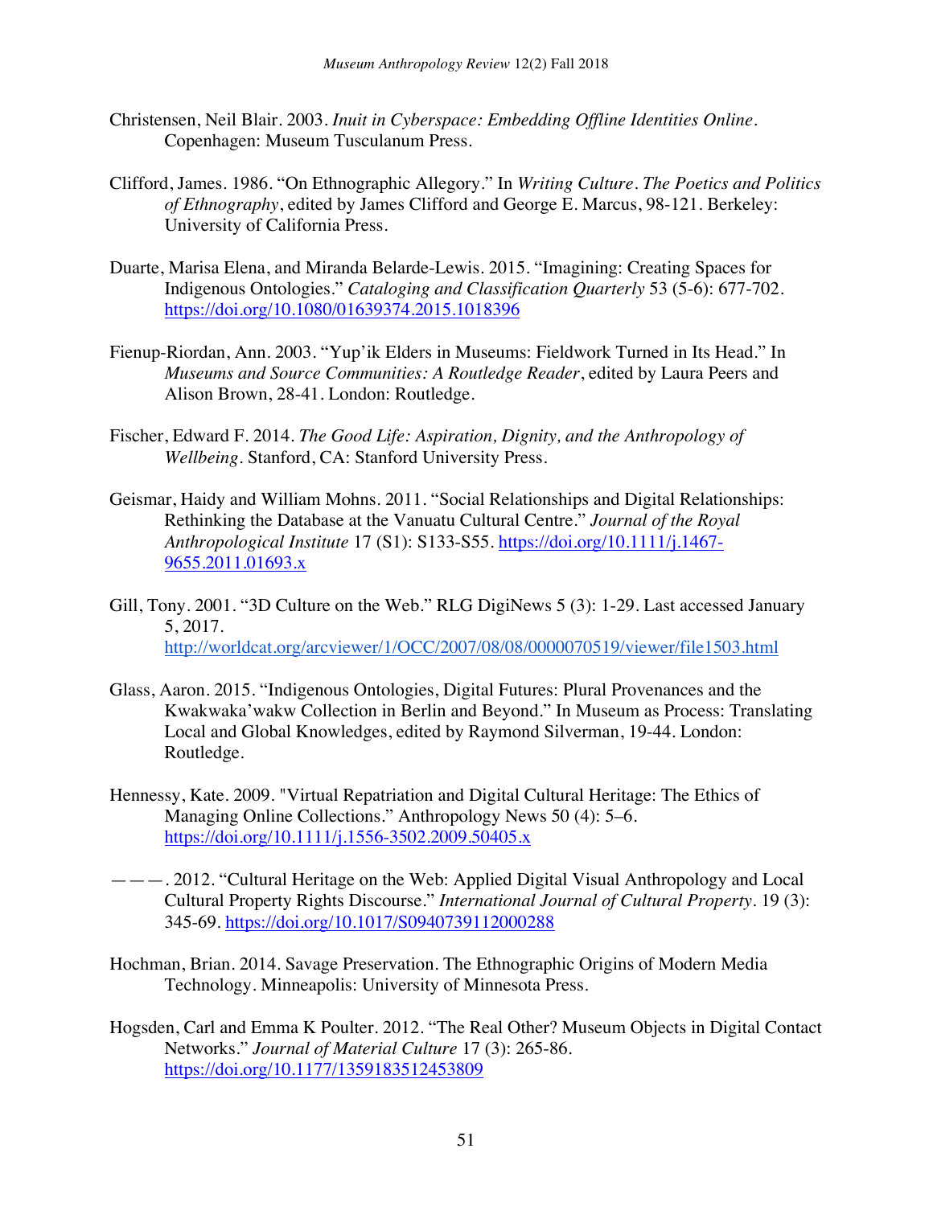Christensen, Neil Blair. 2003. *Inuit in Cyberspace: Embedding Offline Identities Online*. Copenhagen: Museum Tusculanum Press.

Clifford, James. 1986. "On Ethnographic Allegory." In *Writing Culture. The Poetics and Politics of Ethnography*, edited by James Clifford and George E. Marcus, 98-121. Berkeley: University of California Press.

Duarte, Marisa Elena, and Miranda Belarde-Lewis. 2015. "Imagining: Creating Spaces for Indigenous Ontologies." *Cataloging and Classification Quarterly* 53 (5-6): 677-702. https://doi.org/10.1080/01639374.2015.1018396

Fienup-Riordan, Ann. 2003. "Yup'ik Elders in Museums: Fieldwork Turned in Its Head." In *Museums and Source Communities: A Routledge Reader*, edited by Laura Peers and Alison Brown, 28-41. London: Routledge.

Fischer, Edward F. 2014. *The Good Life: Aspiration, Dignity, and the Anthropology of Wellbeing*. Stanford, CA: Stanford University Press.

Geismar, Haidy and William Mohns. 2011. "Social Relationships and Digital Relationships: Rethinking the Database at the Vanuatu Cultural Centre." *Journal of the Royal Anthropological Institute* 17 (S1): S133-S55. https://doi.org/10.1111/j.1467-9655.2011.01693.x

Gill, Tony. 2001. "3D Culture on the Web." RLG DigiNews 5 (3): 1-29. Last accessed January 5, 2017. http://worldcat.org/arcviewer/1/OCC/2007/08/08/0000070519/viewer/file1503.html

Glass, Aaron. 2015. "Indigenous Ontologies, Digital Futures: Plural Provenances and the Kwakwaka'wakw Collection in Berlin and Beyond." In Museum as Process: Translating Local and Global Knowledges, edited by Raymond Silverman, 19-44. London: Routledge.

Hennessy, Kate. 2009. "Virtual Repatriation and Digital Cultural Heritage: The Ethics of Managing Online Collections." Anthropology News 50 (4): 5–6. https://doi.org/10.1111/j.1556-3502.2009.50405.x

———. 2012. "Cultural Heritage on the Web: Applied Digital Visual Anthropology and Local Cultural Property Rights Discourse." *International Journal of Cultural Property*. 19 (3): 345-69. https://doi.org/10.1017/S0940739112000288

Hochman, Brian. 2014. Savage Preservation. The Ethnographic Origins of Modern Media Technology. Minneapolis: University of Minnesota Press.

Hogsden, Carl and Emma K Poulter. 2012. "The Real Other? Museum Objects in Digital Contact Networks." *Journal of Material Culture* 17 (3): 265-86. https://doi.org/10.1177/1359183512453809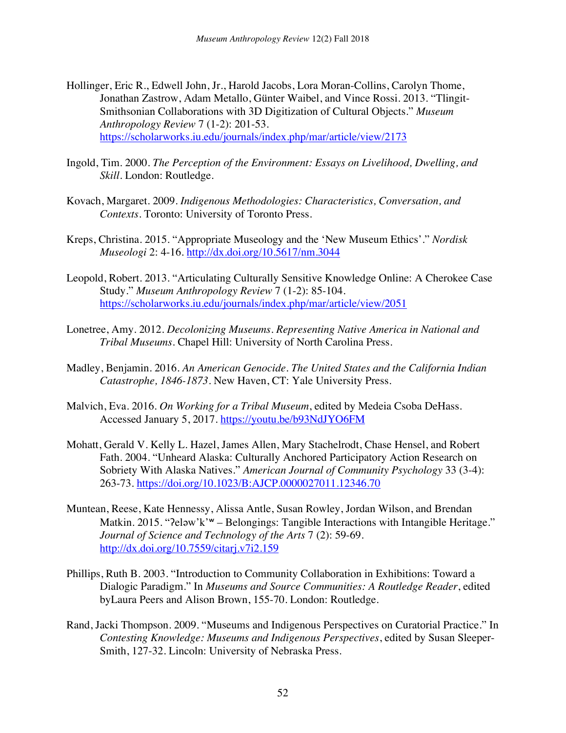Hollinger, Eric R., Edwell John, Jr., Harold Jacobs, Lora Moran-Collins, Carolyn Thome, Jonathan Zastrow, Adam Metallo, Günter Waibel, and Vince Rossi. 2013. "Tlingit-Smithsonian Collaborations with 3D Digitization of Cultural Objects." *Museum Anthropology Review* 7 (1-2): 201-53. https://scholarworks.iu.edu/journals/index.php/mar/article/view/2173

Ingold, Tim. 2000. *The Perception of the Environment: Essays on Livelihood, Dwelling, and Skill*. London: Routledge.

Kovach, Margaret. 2009. *Indigenous Methodologies: Characteristics, Conversation, and Contexts*. Toronto: University of Toronto Press.

Kreps, Christina. 2015. "Appropriate Museology and the 'New Museum Ethics'." *Nordisk Museologi* 2: 4-16. http://dx.doi.org/10.5617/nm.3044

Leopold, Robert. 2013. "Articulating Culturally Sensitive Knowledge Online: A Cherokee Case Study." *Museum Anthropology Review* 7 (1-2): 85-104. https://scholarworks.iu.edu/journals/index.php/mar/article/view/2051

Lonetree, Amy. 2012. *Decolonizing Museums. Representing Native America in National and Tribal Museums*. Chapel Hill: University of North Carolina Press.

Madley, Benjamin. 2016. *An American Genocide. The United States and the California Indian Catastrophe, 1846-1873*. New Haven, CT: Yale University Press.

Malvich, Eva. 2016. *On Working for a Tribal Museum*, edited by Medeia Csoba DeHass. Accessed January 5, 2017. https://youtu.be/b93NdJYO6FM

Mohatt, Gerald V. Kelly L. Hazel, James Allen, Mary Stachelrodt, Chase Hensel, and Robert Fath. 2004. "Unheard Alaska: Culturally Anchored Participatory Action Research on Sobriety With Alaska Natives." *American Journal of Community Psychology* 33 (3-4): 263-73. https://doi.org/10.1023/B:AJCP.0000027011.12346.70

Muntean, Reese, Kate Hennessy, Alissa Antle, Susan Rowley, Jordan Wilson, and Brendan Matkin. 2015. "ʔeləw'k'ʷ – Belongings: Tangible Interactions with Intangible Heritage." *Journal of Science and Technology of the Arts* 7 (2): 59-69. http://dx.doi.org/10.7559/citarj.v7i2.159

Phillips, Ruth B. 2003. "Introduction to Community Collaboration in Exhibitions: Toward a Dialogic Paradigm." In *Museums and Source Communities: A Routledge Reader*, edited byLaura Peers and Alison Brown, 155-70. London: Routledge.

Rand, Jacki Thompson. 2009. "Museums and Indigenous Perspectives on Curatorial Practice." In *Contesting Knowledge: Museums and Indigenous Perspectives*, edited by Susan Sleeper-Smith, 127-32. Lincoln: University of Nebraska Press.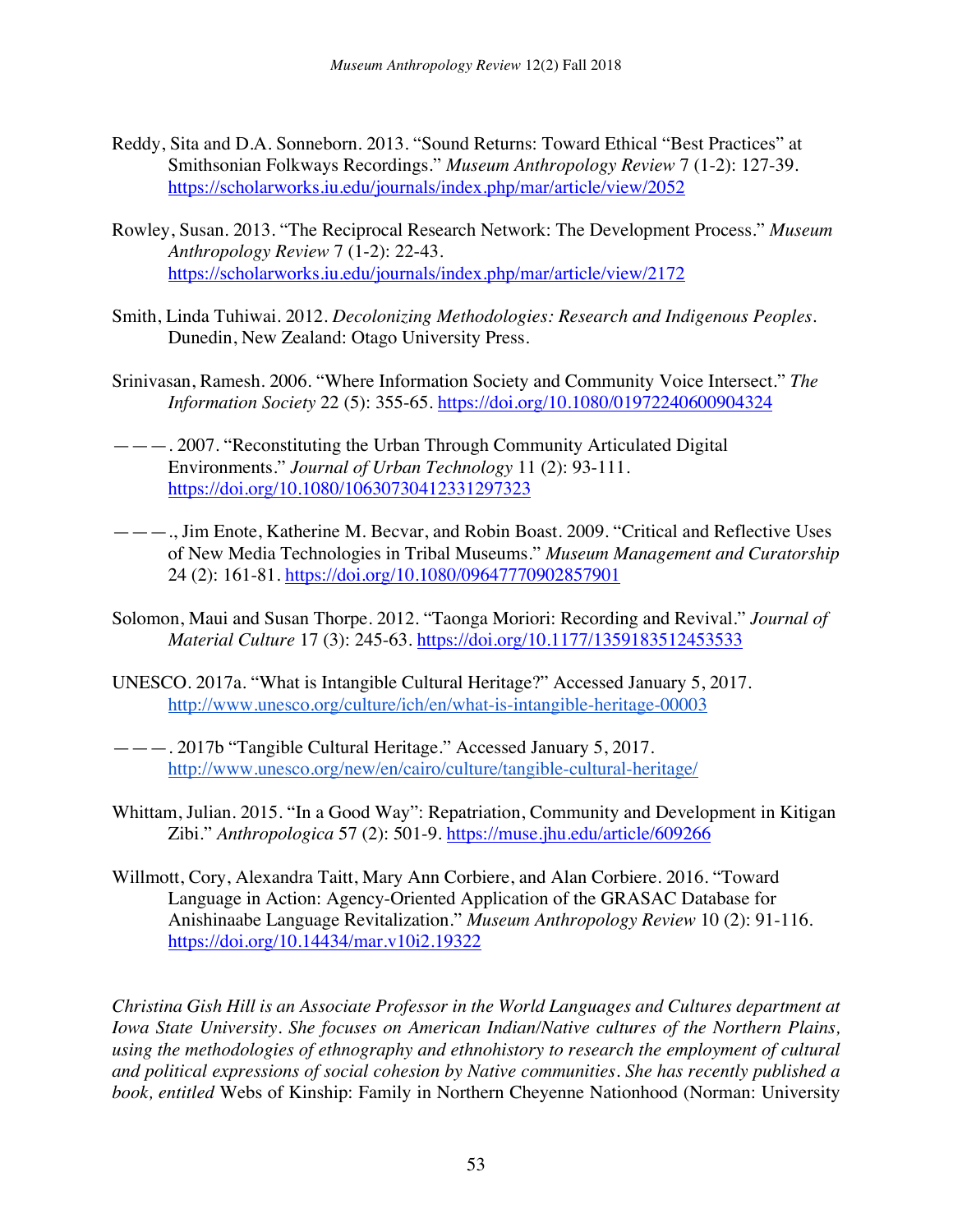Reddy, Sita and D.A. Sonneborn. 2013. "Sound Returns: Toward Ethical "Best Practices" at Smithsonian Folkways Recordings." *Museum Anthropology Review* 7 (1-2): 127-39. https://scholarworks.iu.edu/journals/index.php/mar/article/view/2052

Rowley, Susan. 2013. "The Reciprocal Research Network: The Development Process." *Museum Anthropology Review* 7 (1-2): 22-43. https://scholarworks.iu.edu/journals/index.php/mar/article/view/2172

Smith, Linda Tuhiwai. 2012. *Decolonizing Methodologies: Research and Indigenous Peoples*. Dunedin, New Zealand: Otago University Press.

Srinivasan, Ramesh. 2006. "Where Information Society and Community Voice Intersect." *The Information Society* 22 (5): 355-65. https://doi.org/10.1080/01972240600904324

———. 2007. "Reconstituting the Urban Through Community Articulated Digital Environments." *Journal of Urban Technology* 11 (2): 93-111. https://doi.org/10.1080/10630730412331297323

———., Jim Enote, Katherine M. Becvar, and Robin Boast. 2009. "Critical and Reflective Uses of New Media Technologies in Tribal Museums." *Museum Management and Curatorship* 24 (2): 161-81. https://doi.org/10.1080/09647770902857901

Solomon, Maui and Susan Thorpe. 2012. "Taonga Moriori: Recording and Revival." *Journal of Material Culture* 17 (3): 245-63. https://doi.org/10.1177/1359183512453533

UNESCO. 2017a. "What is Intangible Cultural Heritage?" Accessed January 5, 2017. http://www.unesco.org/culture/ich/en/what-is-intangible-heritage-00003

———. 2017b "Tangible Cultural Heritage." Accessed January 5, 2017. http://www.unesco.org/new/en/cairo/culture/tangible-cultural-heritage/

Whittam, Julian. 2015. "In a Good Way": Repatriation, Community and Development in Kitigan Zibi." *Anthropologica* 57 (2): 501-9. https://muse.jhu.edu/article/609266

Willmott, Cory, Alexandra Taitt, Mary Ann Corbiere, and Alan Corbiere. 2016. "Toward Language in Action: Agency-Oriented Application of the GRASAC Database for Anishinaabe Language Revitalization." *Museum Anthropology Review* 10 (2): 91-116. https://doi.org/10.14434/mar.v10i2.19322

*Christina Gish Hill is an Associate Professor in the World Languages and Cultures department at Iowa State University. She focuses on American Indian/Native cultures of the Northern Plains, using the methodologies of ethnography and ethnohistory to research the employment of cultural and political expressions of social cohesion by Native communities. She has recently published a book, entitled* Webs of Kinship: Family in Northern Cheyenne Nationhood (Norman: University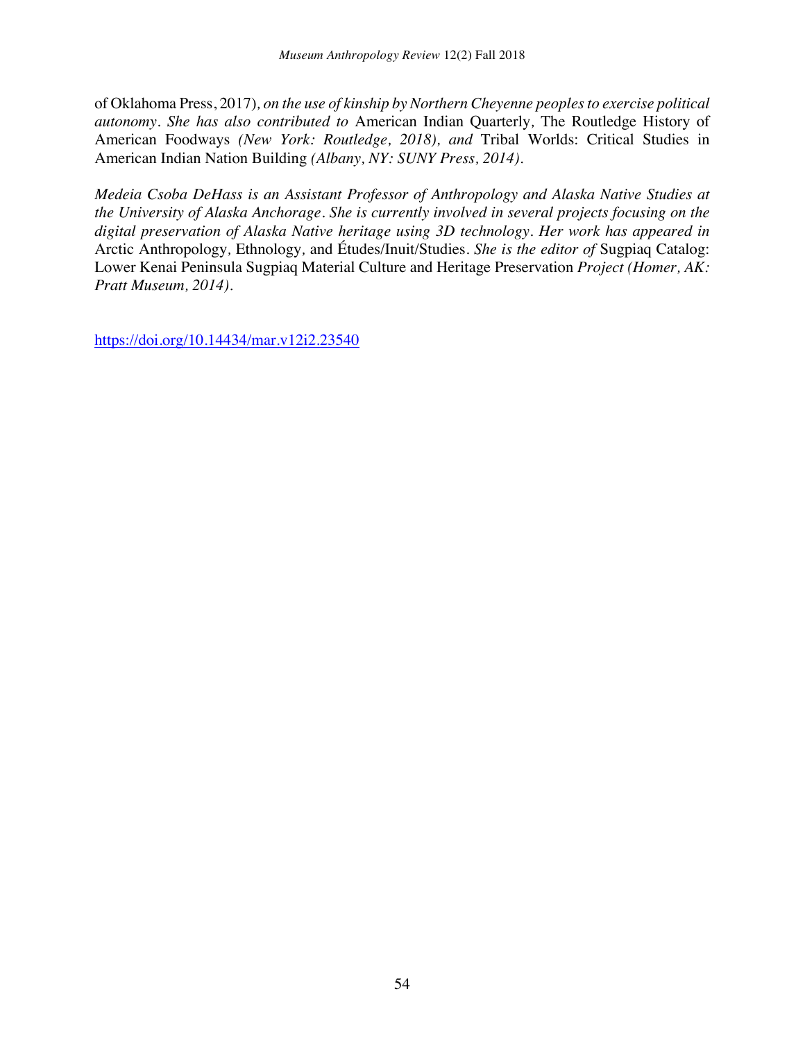of Oklahoma Press, 2017)*, on the use of kinship by Northern Cheyenne peoples to exercise political autonomy. She has also contributed to* American Indian Quarterly*,* The Routledge History of American Foodways *(New York: Routledge, 2018), and* Tribal Worlds: Critical Studies in American Indian Nation Building *(Albany, NY: SUNY Press, 2014).*

*Medeia Csoba DeHass is an Assistant Professor of Anthropology and Alaska Native Studies at the University of Alaska Anchorage. She is currently involved in several projects focusing on the digital preservation of Alaska Native heritage using 3D technology. Her work has appeared in* Arctic Anthropology*,* Ethnology*,* and Études/Inuit/Studies. *She is the editor of* Sugpiaq Catalog: Lower Kenai Peninsula Sugpiaq Material Culture and Heritage Preservation *Project (Homer, AK: Pratt Museum, 2014).*

https://doi.org/10.14434/mar.v12i2.23540